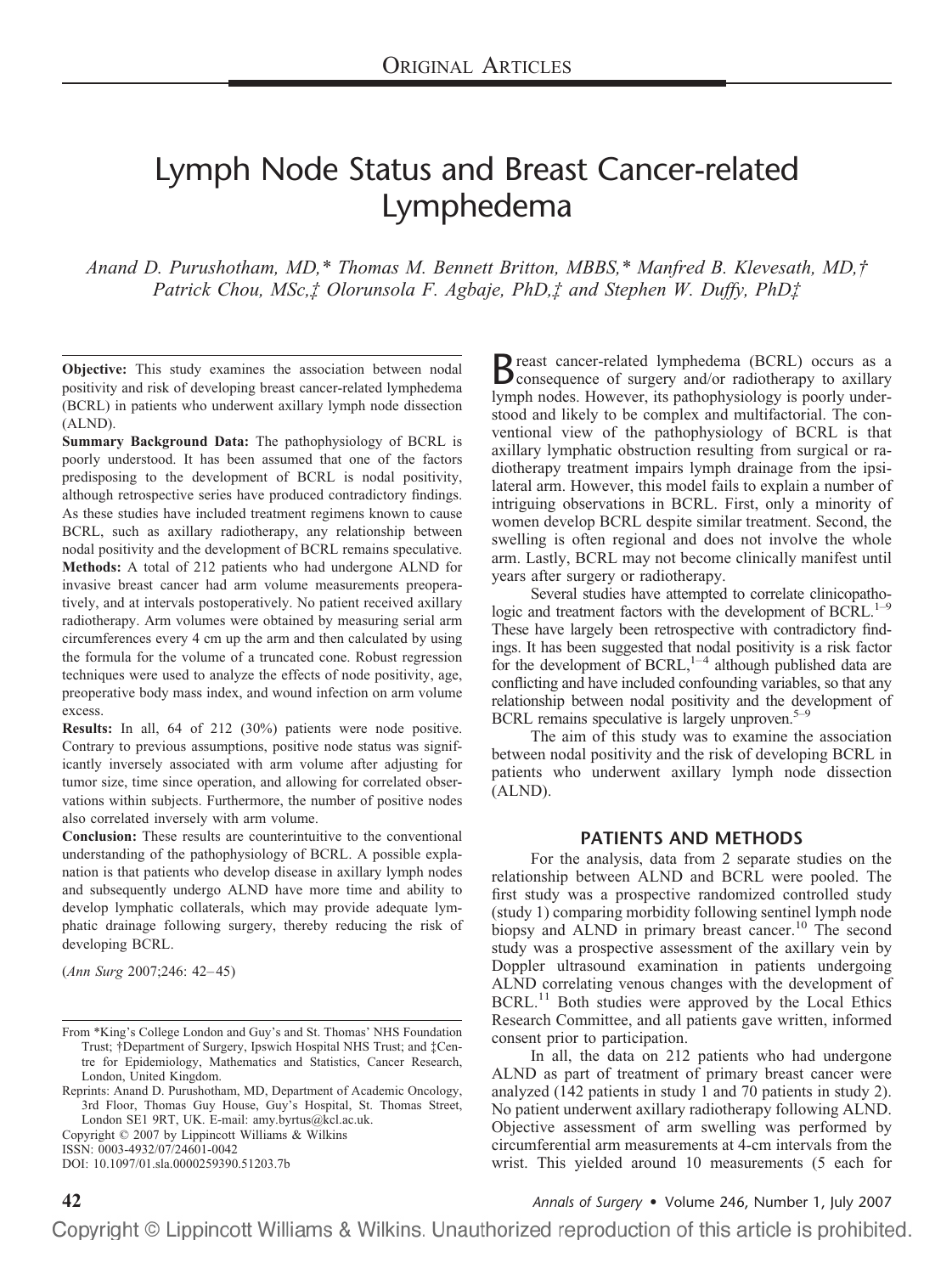# Lymph Node Status and Breast Cancer-related Lymphedema

*Anand D. Purushotham, MD,\* Thomas M. Bennett Britton, MBBS,\* Manfred B. Klevesath, MD,† Patrick Chou, MSc,‡ Olorunsola F. Agbaje, PhD,‡ and Stephen W. Duffy, PhD‡*

**Objective:** This study examines the association between nodal positivity and risk of developing breast cancer-related lymphedema (BCRL) in patients who underwent axillary lymph node dissection (ALND).

**Summary Background Data:** The pathophysiology of BCRL is poorly understood. It has been assumed that one of the factors predisposing to the development of BCRL is nodal positivity, although retrospective series have produced contradictory findings. As these studies have included treatment regimens known to cause BCRL, such as axillary radiotherapy, any relationship between nodal positivity and the development of BCRL remains speculative.

**Methods:** A total of 212 patients who had undergone ALND for invasive breast cancer had arm volume measurements preoperatively, and at intervals postoperatively. No patient received axillary radiotherapy. Arm volumes were obtained by measuring serial arm circumferences every 4 cm up the arm and then calculated by using the formula for the volume of a truncated cone. Robust regression techniques were used to analyze the effects of node positivity, age, preoperative body mass index, and wound infection on arm volume excess.

**Results:** In all, 64 of 212 (30%) patients were node positive. Contrary to previous assumptions, positive node status was significantly inversely associated with arm volume after adjusting for tumor size, time since operation, and allowing for correlated observations within subjects. Furthermore, the number of positive nodes also correlated inversely with arm volume.

**Conclusion:** These results are counterintuitive to the conventional understanding of the pathophysiology of BCRL. A possible explanation is that patients who develop disease in axillary lymph nodes and subsequently undergo ALND have more time and ability to develop lymphatic collaterals, which may provide adequate lymphatic drainage following surgery, thereby reducing the risk of developing BCRL.

(*Ann Surg* 2007;246: 42–45)

From \*King's College London and Guy's and St. Thomas' NHS Foundation Trust; †Department of Surgery, Ipswich Hospital NHS Trust; and ‡Centre for Epidemiology, Mathematics and Statistics, Cancer Research, London, United Kingdom.

Reprints: Anand D. Purushotham, MD, Department of Academic Oncology, 3rd Floor, Thomas Guy House, Guy's Hospital, St. Thomas Street, London SE1 9RT, UK. E-mail: amy.byrtus@kcl.ac.uk.

Copyright © 2007 by Lippincott Williams & Wilkins

ISSN: 0003-4932/07/24601-0042

DOI: 10.1097/01.sla.0000259390.51203.7b

Breast cancer-related lymphedema (BCRL) occurs as a consequence of surgery and/or radiotherapy to axillary lymph nodes. However, its pathophysiology is poorly understood and likely to be complex and multifactorial. The conventional view of the pathophysiology of BCRL is that axillary lymphatic obstruction resulting from surgical or radiotherapy treatment impairs lymph drainage from the ipsilateral arm. However, this model fails to explain a number of intriguing observations in BCRL. First, only a minority of women develop BCRL despite similar treatment. Second, the swelling is often regional and does not involve the whole arm. Lastly, BCRL may not become clinically manifest until years after surgery or radiotherapy.

Several studies have attempted to correlate clinicopathologic and treatment factors with the development of BCRL.[1–9] These have largely been retrospective with contradictory findings. It has been suggested that nodal positivity is a risk factor for the development of BCRL,[1–4] although published data are conflicting and have included confounding variables, so that any relationship between nodal positivity and the development of BCRL remains speculative is largely unproven.[5–9]

The aim of this study was to examine the association between nodal positivity and the risk of developing BCRL in patients who underwent axillary lymph node dissection (ALND).

## PATIENTS AND METHODS

For the analysis, data from 2 separate studies on the relationship between ALND and BCRL were pooled. The first study was a prospective randomized controlled study (study 1) comparing morbidity following sentinel lymph node biopsy and ALND in primary breast cancer.[10] The second study was a prospective assessment of the axillary vein by Doppler ultrasound examination in patients undergoing ALND correlating venous changes with the development of BCRL.[11] Both studies were approved by the Local Ethics Research Committee, and all patients gave written, informed consent prior to participation.

In all, the data on 212 patients who had undergone ALND as part of treatment of primary breast cancer were analyzed (142 patients in study 1 and 70 patients in study 2). No patient underwent axillary radiotherapy following ALND. Objective assessment of arm swelling was performed by circumferential arm measurements at 4-cm intervals from the wrist. This yielded around 10 measurements (5 each for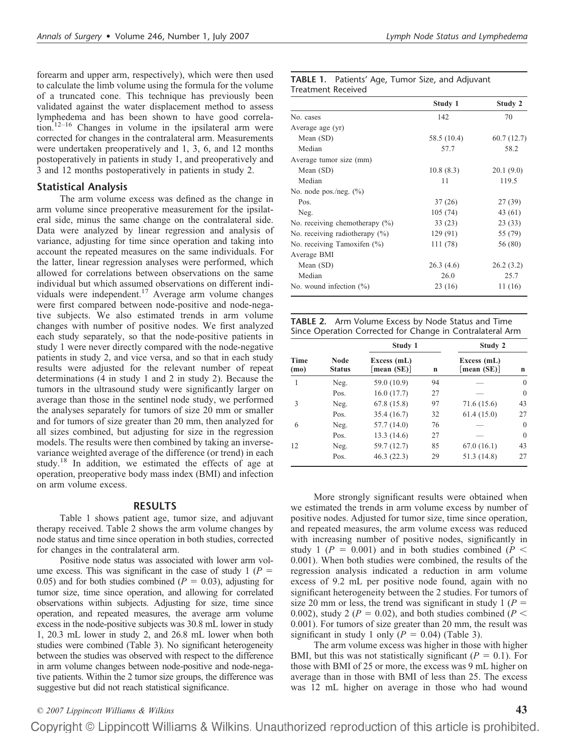forearm and upper arm, respectively), which were then used to calculate the limb volume using the formula for the volume of a truncated cone. This technique has previously been validated against the water displacement method to assess lymphedema and has been shown to have good correlation.[12–16] Changes in volume in the ipsilateral arm were corrected for changes in the contralateral arm. Measurements were undertaken preoperatively and 1, 3, 6, and 12 months postoperatively in patients in study 1, and preoperatively and 3 and 12 months postoperatively in patients in study 2.

## Statistical Analysis

The arm volume excess was defined as the change in arm volume since preoperative measurement for the ipsilateral side, minus the same change on the contralateral side. Data were analyzed by linear regression and analysis of variance, adjusting for time since operation and taking into account the repeated measures on the same individuals. For the latter, linear regression analyses were performed, which allowed for correlations between observations on the same individual but which assumed observations on different individuals were independent.[17] Average arm volume changes were first compared between node-positive and node-negative subjects. We also estimated trends in arm volume changes with number of positive nodes. We first analyzed each study separately, so that the node-positive patients in study 1 were never directly compared with the node-negative patients in study 2, and vice versa, and so that in each study results were adjusted for the relevant number of repeat determinations (4 in study 1 and 2 in study 2). Because the tumors in the ultrasound study were significantly larger on average than those in the sentinel node study, we performed the analyses separately for tumors of size 20 mm or smaller and for tumors of size greater than 20 mm, then analyzed for all sizes combined, but adjusting for size in the regression models. The results were then combined by taking an inverse-variance weighted average of the difference (or trend) in each study.[18] In addition, we estimated the effects of age at operation, preoperative body mass index (BMI) and infection on arm volume excess.

## RESULTS

Table 1 shows patient age, tumor size, and adjuvant therapy received. Table 2 shows the arm volume changes by node status and time since operation in both studies, corrected for changes in the contralateral arm.

Positive node status was associated with lower arm volume excess. This was significant in the case of study 1 ($P = 0.05$) and for both studies combined ($P = 0.03$), adjusting for tumor size, time since operation, and allowing for correlated observations within subjects. Adjusting for size, time since operation, and repeated measures, the average arm volume excess in the node-positive subjects was 30.8 mL lower in study 1, 20.3 mL lower in study 2, and 26.8 mL lower when both studies were combined (Table 3). No significant heterogeneity between the studies was observed with respect to the difference in arm volume changes between node-positive and node-negative patients. Within the 2 tumor size groups, the difference was suggestive but did not reach statistical significance.

**TABLE 1.** Patients' Age, Tumor Size, and Adjuvant Treatment Received

| | Study 1 | Study 2 |
|---|---|---|
| No. cases | 142 | 70 |
| Average age (yr) | | |
| Mean (SD) | 58.5 (10.4) | 60.7 (12.7) |
| Median | 57.7 | 58.2 |
| Average tumor size (mm) | | |
| Mean (SD) | 10.8 (8.3) | 20.1 (9.0) |
| Median | 11 | 119.5 |
| No. node pos./neg. (%) | | |
| Pos. | 37 (26) | 27 (39) |
| Neg. | 105 (74) | 43 (61) |
| No. receiving chemotherapy (%) | 33 (23) | 23 (33) |
| No. receiving radiotherapy (%) | 129 (91) | 55 (79) |
| No. receiving Tamoxifen (%) | 111 (78) | 56 (80) |
| Average BMI | | |
| Mean (SD) | 26.3 (4.6) | 26.2 (3.2) |
| Median | 26.0 | 25.7 |
| No. wound infection (%) | 23 (16) | 11 (16) |

**TABLE 2.** Arm Volume Excess by Node Status and Time Since Operation Corrected for Change in Contralateral Arm

| | | Study 1 | | Study 2 | |
|---|---|---|---|---|---|
| Time (mo) | Node Status | Excess (mL) [mean (SE)] | n | Excess (mL) [mean (SE)] | n |
| 1 | Neg. | 59.0 (10.9) | 94 | — | 0 |
| | Pos. | 16.0 (17.7) | 27 | — | 0 |
| 3 | Neg. | 67.8 (15.8) | 97 | 71.6 (15.6) | 43 |
| | Pos. | 35.4 (16.7) | 32 | 61.4 (15.0) | 27 |
| 6 | Neg. | 57.7 (14.0) | 76 | — | 0 |
| | Pos. | 13.3 (14.6) | 27 | — | 0 |
| 12 | Neg. | 59.7 (12.7) | 85 | 67.0 (16.1) | 43 |
| | Pos. | 46.3 (22.3) | 29 | 51.3 (14.8) | 27 |

More strongly significant results were obtained when we estimated the trends in arm volume excess by number of positive nodes. Adjusted for tumor size, time since operation, and repeated measures, the arm volume excess was reduced with increasing number of positive nodes, significantly in study 1 ($P = 0.001$) and in both studies combined ($P < 0.001$). When both studies were combined, the results of the regression analysis indicated a reduction in arm volume excess of 9.2 mL per positive node found, again with no significant heterogeneity between the 2 studies. For tumors of size 20 mm or less, the trend was significant in study 1 ($P = 0.002$), study 2 ($P = 0.02$), and both studies combined ($P < 0.001$). For tumors of size greater than 20 mm, the result was significant in study 1 only ($P = 0.04$) (Table 3).

The arm volume excess was higher in those with higher BMI, but this was not statistically significant ($P = 0.1$). For those with BMI of 25 or more, the excess was 9 mL higher on average than in those with BMI of less than 25. The excess was 12 mL higher on average in those who had wound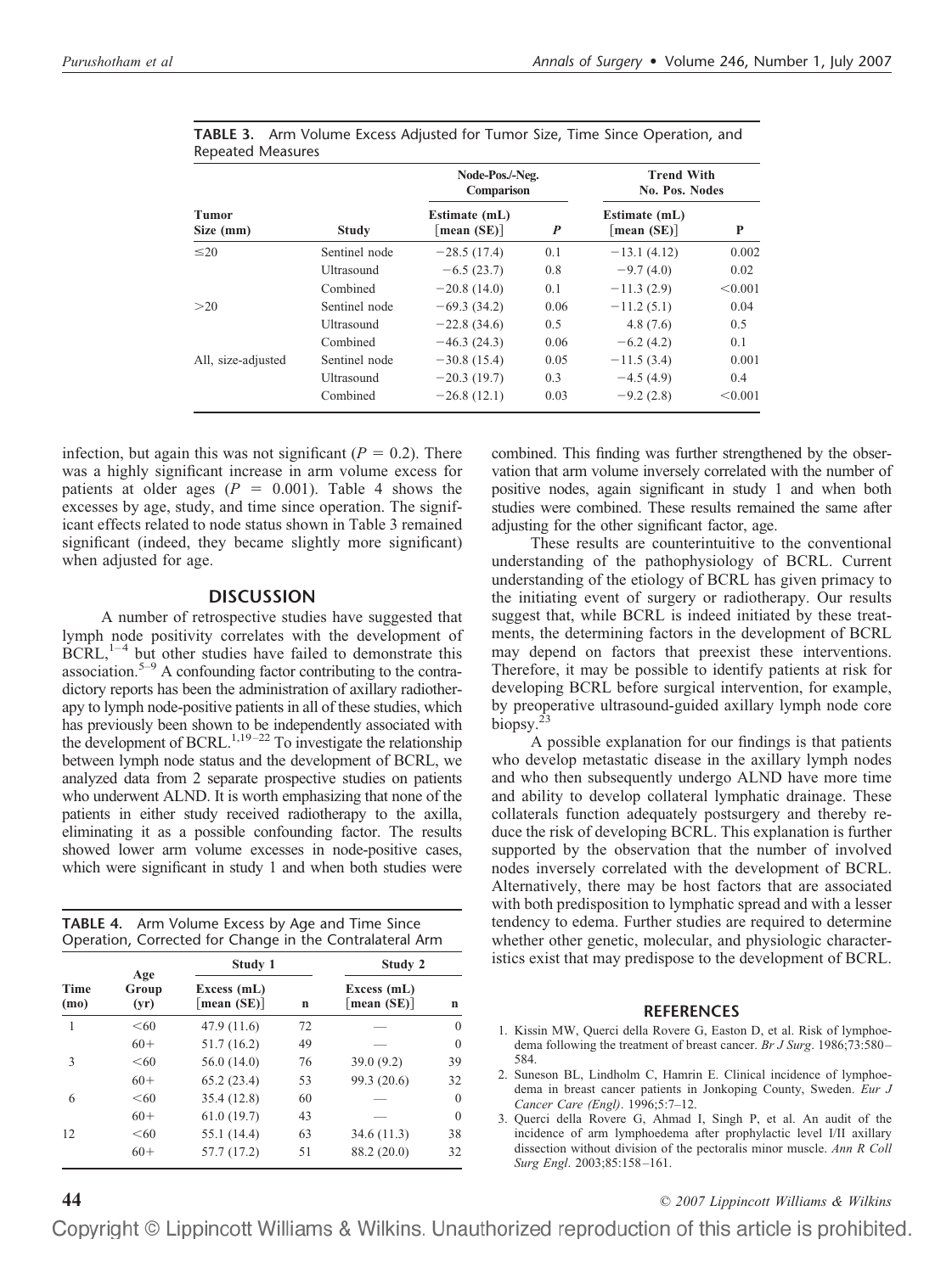**TABLE 3.** Arm Volume Excess Adjusted for Tumor Size, Time Since Operation, and Repeated Measures

| Tumor Size (mm) | Study | Node-Pos./-Neg. Comparison | | Trend With No. Pos. Nodes | |
|---|---|---|---|---|---|
| | | Estimate (mL) [mean (SE)] | *P* | Estimate (mL) [mean (SE)] | P |
| ≤20 | Sentinel node | −28.5 (17.4) | 0.1 | −13.1 (4.12) | 0.002 |
| | Ultrasound | −6.5 (23.7) | 0.8 | −9.7 (4.0) | 0.02 |
| | Combined | −20.8 (14.0) | 0.1 | −11.3 (2.9) | <0.001 |
| >20 | Sentinel node | −69.3 (34.2) | 0.06 | −11.2 (5.1) | 0.04 |
| | Ultrasound | −22.8 (34.6) | 0.5 | 4.8 (7.6) | 0.5 |
| | Combined | −46.3 (24.3) | 0.06 | −6.2 (4.2) | 0.1 |
| All, size-adjusted | Sentinel node | −30.8 (15.4) | 0.05 | −11.5 (3.4) | 0.001 |
| | Ultrasound | −20.3 (19.7) | 0.3 | −4.5 (4.9) | 0.4 |
| | Combined | −26.8 (12.1) | 0.03 | −9.2 (2.8) | <0.001 |

infection, but again this was not significant ($P = 0.2$). There was a highly significant increase in arm volume excess for patients at older ages ($P = 0.001$). Table 4 shows the excesses by age, study, and time since operation. The significant effects related to node status shown in Table 3 remained significant (indeed, they became slightly more significant) when adjusted for age.

## DISCUSSION

A number of retrospective studies have suggested that lymph node positivity correlates with the development of BCRL,[1–4] but other studies have failed to demonstrate this association.[5–9] A confounding factor contributing to the contradictory reports has been the administration of axillary radiotherapy to lymph node-positive patients in all of these studies, which has previously been shown to be independently associated with the development of BCRL.[1,19–22] To investigate the relationship between lymph node status and the development of BCRL, we analyzed data from 2 separate prospective studies on patients who underwent ALND. It is worth emphasizing that none of the patients in either study received radiotherapy to the axilla, eliminating it as a possible confounding factor. The results showed lower arm volume excesses in node-positive cases, which were significant in study 1 and when both studies were combined. This finding was further strengthened by the observation that arm volume inversely correlated with the number of positive nodes, again significant in study 1 and when both studies were combined. These results remained the same after adjusting for the other significant factor, age.

These results are counterintuitive to the conventional understanding of the pathophysiology of BCRL. Current understanding of the etiology of BCRL has given primacy to the initiating event of surgery or radiotherapy. Our results suggest that, while BCRL is indeed initiated by these treatments, the determining factors in the development of BCRL may depend on factors that preexist these interventions. Therefore, it may be possible to identify patients at risk for developing BCRL before surgical intervention, for example, by preoperative ultrasound-guided axillary lymph node core biopsy.[23]

A possible explanation for our findings is that patients who develop metastatic disease in the axillary lymph nodes and who then subsequently undergo ALND have more time and ability to develop collateral lymphatic drainage. These collaterals function adequately postsurgery and thereby reduce the risk of developing BCRL. This explanation is further supported by the observation that the number of involved nodes inversely correlated with the development of BCRL. Alternatively, there may be host factors that are associated with both predisposition to lymphatic spread and with a lesser tendency to edema. Further studies are required to determine whether other genetic, molecular, and physiologic characteristics exist that may predispose to the development of BCRL.

**TABLE 4.** Arm Volume Excess by Age and Time Since Operation, Corrected for Change in the Contralateral Arm

| Time (mo) | Age Group (yr) | Study 1 | | Study 2 | |
|---|---|---|---|---|---|
| | | Excess (mL) [mean (SE)] | n | Excess (mL) [mean (SE)] | n |
| 1 | <60 | 47.9 (11.6) | 72 | — | 0 |
| | 60+ | 51.7 (16.2) | 49 | — | 0 |
| 3 | <60 | 56.0 (14.0) | 76 | 39.0 (9.2) | 39 |
| | 60+ | 65.2 (23.4) | 53 | 99.3 (20.6) | 32 |
| 6 | <60 | 35.4 (12.8) | 60 | — | 0 |
| | 60+ | 61.0 (19.7) | 43 | — | 0 |
| 12 | <60 | 55.1 (14.4) | 63 | 34.6 (11.3) | 38 |
| | 60+ | 57.7 (17.2) | 51 | 88.2 (20.0) | 32 |

## REFERENCES

1. Kissin MW, Querci della Rovere G, Easton D, et al. Risk of lymphoedema following the treatment of breast cancer. *Br J Surg*. 1986;73:580–584.
2. Suneson BL, Lindholm C, Hamrin E. Clinical incidence of lymphoedema in breast cancer patients in Jonkoping County, Sweden. *Eur J Cancer Care (Engl)*. 1996;5:7–12.
3. Querci della Rovere G, Ahmad I, Singh P, et al. An audit of the incidence of arm lymphoedema after prophylactic level I/II axillary dissection without division of the pectoralis minor muscle. *Ann R Coll Surg Engl*. 2003;85:158–161.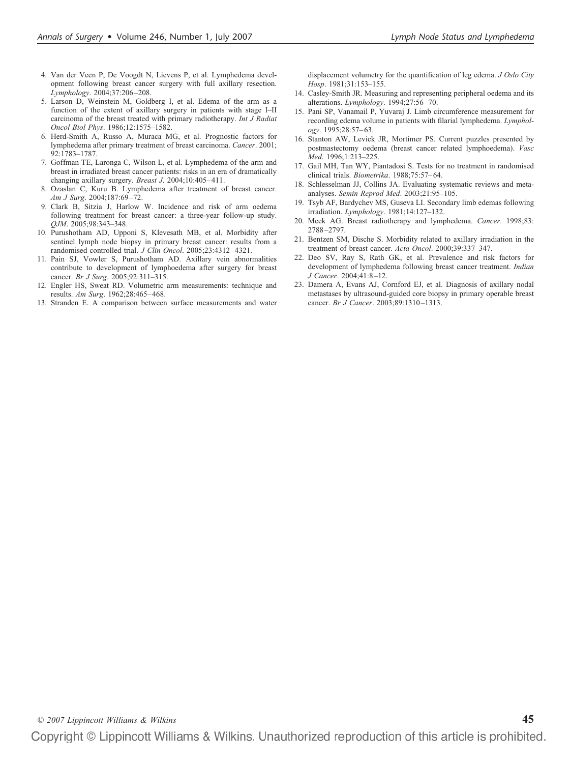4. Van der Veen P, De Voogdt N, Lievens P, et al. Lymphedema development following breast cancer surgery with full axillary resection. *Lymphology*. 2004;37:206–208.
5. Larson D, Weinstein M, Goldberg I, et al. Edema of the arm as a function of the extent of axillary surgery in patients with stage I–II carcinoma of the breast treated with primary radiotherapy. *Int J Radiat Oncol Biol Phys*. 1986;12:1575–1582.
6. Herd-Smith A, Russo A, Muraca MG, et al. Prognostic factors for lymphedema after primary treatment of breast carcinoma. *Cancer*. 2001; 92:1783–1787.
7. Goffman TE, Laronga C, Wilson L, et al. Lymphedema of the arm and breast in irradiated breast cancer patients: risks in an era of dramatically changing axillary surgery. *Breast J*. 2004;10:405–411.
8. Ozaslan C, Kuru B. Lymphedema after treatment of breast cancer. *Am J Surg*. 2004;187:69–72.
9. Clark B, Sitzia J, Harlow W. Incidence and risk of arm oedema following treatment for breast cancer: a three-year follow-up study. *QJM*. 2005;98:343–348.
10. Purushotham AD, Upponi S, Klevesath MB, et al. Morbidity after sentinel lymph node biopsy in primary breast cancer: results from a randomised controlled trial. *J Clin Oncol*. 2005;23:4312–4321.
11. Pain SJ, Vowler S, Purushotham AD. Axillary vein abnormalities contribute to development of lymphoedema after surgery for breast cancer. *Br J Surg*. 2005;92:311–315.
12. Engler HS, Sweat RD. Volumetric arm measurements: technique and results. *Am Surg*. 1962;28:465–468.
13. Stranden E. A comparison between surface measurements and water displacement volumetry for the quantification of leg edema. *J Oslo City Hosp*. 1981;31:153–155.
14. Casley-Smith JR. Measuring and representing peripheral oedema and its alterations. *Lymphology*. 1994;27:56–70.
15. Pani SP, Vanamail P, Yuvaraj J. Limb circumference measurement for recording edema volume in patients with filarial lymphedema. *Lymphology*. 1995;28:57–63.
16. Stanton AW, Levick JR, Mortimer PS. Current puzzles presented by postmastectomy oedema (breast cancer related lymphoedema). *Vasc Med*. 1996;1:213–225.
17. Gail MH, Tan WY, Piantadosi S. Tests for no treatment in randomised clinical trials. *Biometrika*. 1988;75:57–64.
18. Schlesselman JJ, Collins JA. Evaluating systematic reviews and meta-analyses. *Semin Reprod Med*. 2003;21:95–105.
19. Tsyb AF, Bardychev MS, Guseva LI. Secondary limb edemas following irradiation. *Lymphology*. 1981;14:127–132.
20. Meek AG. Breast radiotherapy and lymphedema. *Cancer*. 1998;83: 2788–2797.
21. Bentzen SM, Dische S. Morbidity related to axillary irradiation in the treatment of breast cancer. *Acta Oncol*. 2000;39:337–347.
22. Deo SV, Ray S, Rath GK, et al. Prevalence and risk factors for development of lymphedema following breast cancer treatment. *Indian J Cancer*. 2004;41:8–12.
23. Damera A, Evans AJ, Cornford EJ, et al. Diagnosis of axillary nodal metastases by ultrasound-guided core biopsy in primary operable breast cancer. *Br J Cancer*. 2003;89:1310–1313.